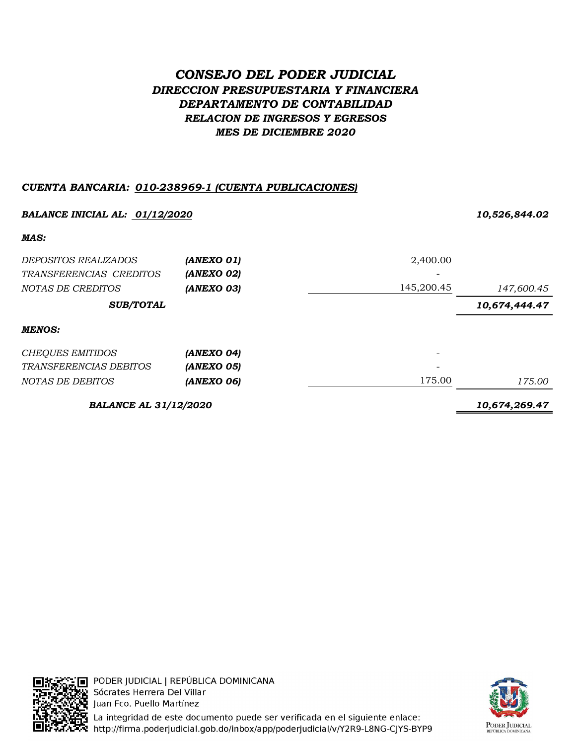# *CONSEJO DEL PODER JUDICIAL*

## *DIRECCION PRESUPUESTARIA Y FINANCIERA*

### *DEPARTAMENTO DE CONTABILIDAD*

### *RELACION DE INGRESOS Y EGRESOS*

### *MES DE DICIEMBRE 2020*

***CUENTA BANCARIA: 010-238969-1 (CUENTA PUBLICACIONES)***

| | | | |
|---|---|---|---|
| ***BALANCE INICIAL AL: 01/12/2020*** | | | ***10,526,844.02*** |
| ***MAS:*** | | | |
| *DEPOSITOS REALIZADOS* | ***(ANEXO 01)*** | 2,400.00 | |
| *TRANSFERENCIAS CREDITOS* | ***(ANEXO 02)*** | - | |
| *NOTAS DE CREDITOS* | ***(ANEXO 03)*** | 145,200.45 | *147,600.45* |
| ***SUB/TOTAL*** | | | ***10,674,444.47*** |
| ***MENOS:*** | | | |
| *CHEQUES EMITIDOS* | ***(ANEXO 04)*** | - | |
| *TRANSFERENCIAS DEBITOS* | ***(ANEXO 05)*** | - | |
| *NOTAS DE DEBITOS* | ***(ANEXO 06)*** | 175.00 | *175.00* |
| ***BALANCE AL 31/12/2020*** | | | ***10,674,269.47*** |

PODER JUDICIAL | REPÚBLICA DOMINICANA
Sócrates Herrera Del Villar
Juan Fco. Puello Martínez
La integridad de este documento puede ser verificada en el siguiente enlace:
http://firma.poderjudicial.gob.do/inbox/app/poderjudicial/v/Y2R9-L8NG-CJYS-BYP9

PODER JUDICIAL
REPÚBLICA DOMINICANA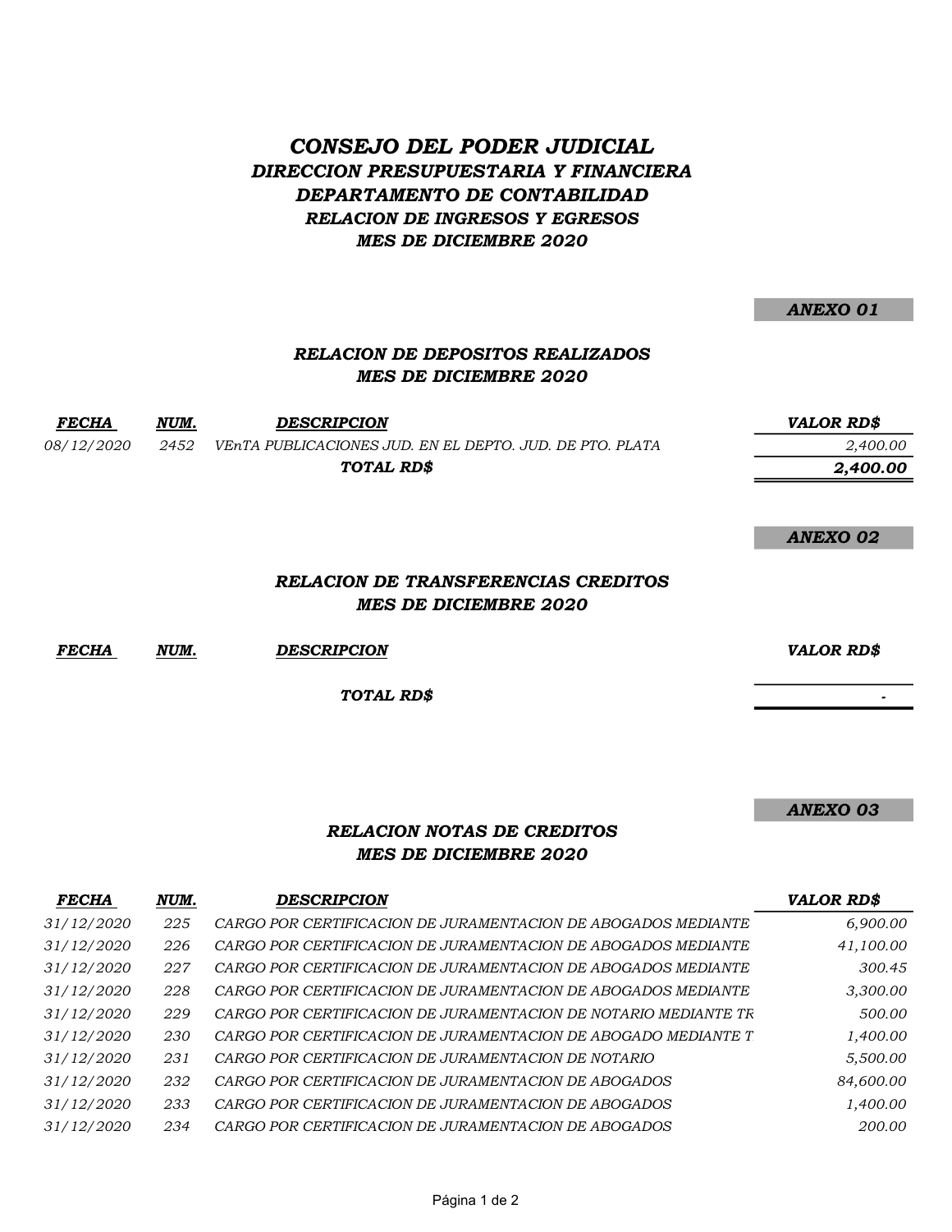# *CONSEJO DEL PODER JUDICIAL*
## *DIRECCION PRESUPUESTARIA Y FINANCIERA*
## *DEPARTAMENTO DE CONTABILIDAD*
### *RELACION DE INGRESOS Y EGRESOS*
### *MES DE DICIEMBRE 2020*

***ANEXO 01***

### *RELACION DE DEPOSITOS REALIZADOS*
### *MES DE DICIEMBRE 2020*

| *FECHA* | *NUM.* | *DESCRIPCION* | *VALOR RD$* |
|---|---|---|---|
| *08/12/2020* | *2452* | *VEnTA PUBLICACIONES JUD. EN EL DEPTO. JUD. DE PTO. PLATA* | *2,400.00* |
| | | ***TOTAL RD$*** | ***2,400.00*** |

***ANEXO 02***

### *RELACION DE TRANSFERENCIAS CREDITOS*
### *MES DE DICIEMBRE 2020*

| *FECHA* | *NUM.* | *DESCRIPCION* | *VALOR RD$* |
|---|---|---|---|
| | | ***TOTAL RD$*** | - |

***ANEXO 03***

### *RELACION NOTAS DE CREDITOS*
### *MES DE DICIEMBRE 2020*

| *FECHA* | *NUM.* | *DESCRIPCION* | *VALOR RD$* |
|---|---|---|---|
| *31/12/2020* | *225* | *CARGO POR CERTIFICACION DE JURAMENTACION DE ABOGADOS MEDIANTE* | *6,900.00* |
| *31/12/2020* | *226* | *CARGO POR CERTIFICACION DE JURAMENTACION DE ABOGADOS MEDIANTE* | *41,100.00* |
| *31/12/2020* | *227* | *CARGO POR CERTIFICACION DE JURAMENTACION DE ABOGADOS MEDIANTE* | *300.45* |
| *31/12/2020* | *228* | *CARGO POR CERTIFICACION DE JURAMENTACION DE ABOGADOS MEDIANTE* | *3,300.00* |
| *31/12/2020* | *229* | *CARGO POR CERTIFICACION DE JURAMENTACION DE NOTARIO MEDIANTE TR* | *500.00* |
| *31/12/2020* | *230* | *CARGO POR CERTIFICACION DE JURAMENTACION DE ABOGADO MEDIANTE T* | *1,400.00* |
| *31/12/2020* | *231* | *CARGO POR CERTIFICACION DE JURAMENTACION DE NOTARIO* | *5,500.00* |
| *31/12/2020* | *232* | *CARGO POR CERTIFICACION DE JURAMENTACION DE ABOGADOS* | *84,600.00* |
| *31/12/2020* | *233* | *CARGO POR CERTIFICACION DE JURAMENTACION DE ABOGADOS* | *1,400.00* |
| *31/12/2020* | *234* | *CARGO POR CERTIFICACION DE JURAMENTACION DE ABOGADOS* | *200.00* |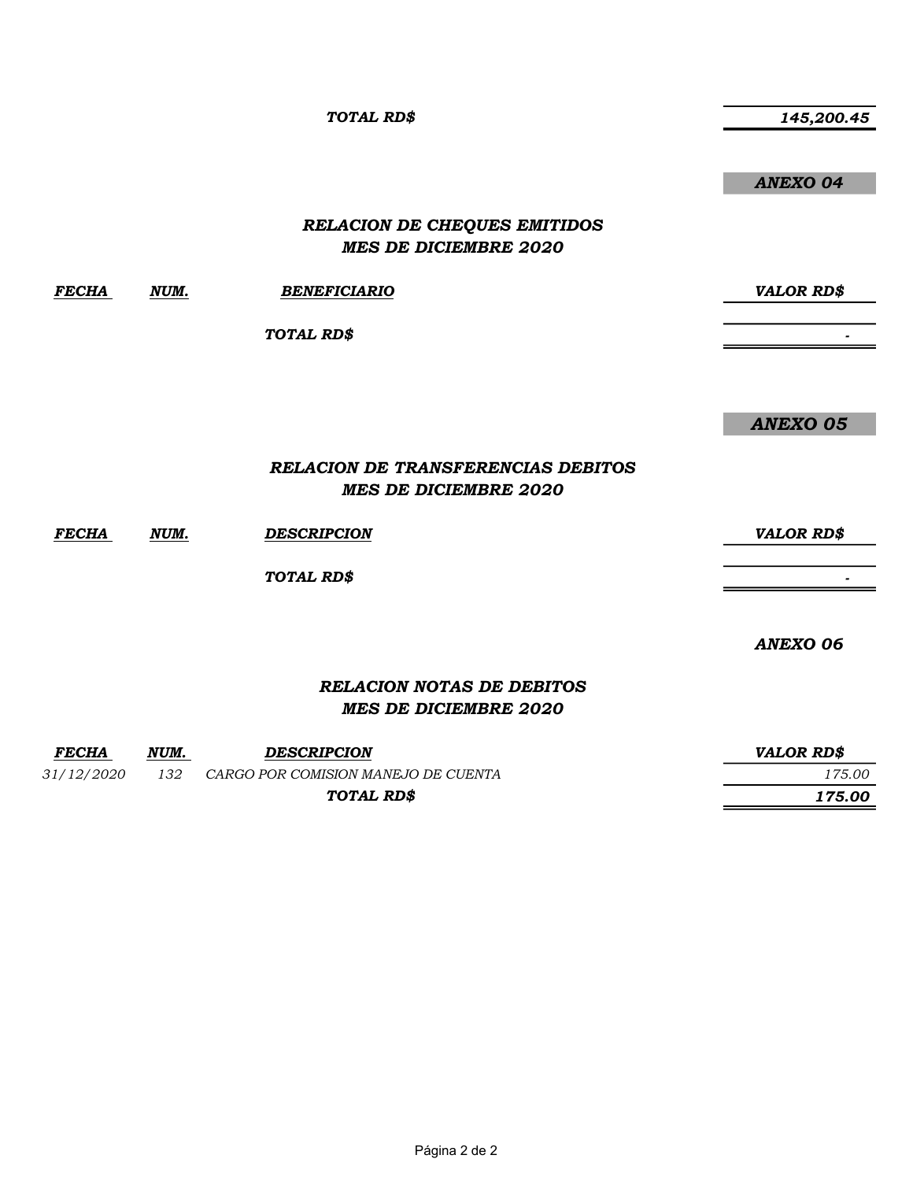***TOTAL RD$*** ***145,200.45***

***ANEXO 04***

## *RELACION DE CHEQUES EMITIDOS*
## *MES DE DICIEMBRE 2020*

| FECHA | NUM. | BENEFICIARIO | VALOR RD$ |
|---|---|---|---|
| | | **TOTAL RD$** | - |

***ANEXO 05***

## *RELACION DE TRANSFERENCIAS DEBITOS*
## *MES DE DICIEMBRE 2020*

| FECHA | NUM. | DESCRIPCION | VALOR RD$ |
|---|---|---|---|
| | | **TOTAL RD$** | - |

***ANEXO 06***

## *RELACION NOTAS DE DEBITOS*
## *MES DE DICIEMBRE 2020*

| FECHA | NUM. | DESCRIPCION | VALOR RD$ |
|---|---|---|---|
| 31/12/2020 | 132 | CARGO POR COMISION MANEJO DE CUENTA | 175.00 |
| | | **TOTAL RD$** | **175.00** |